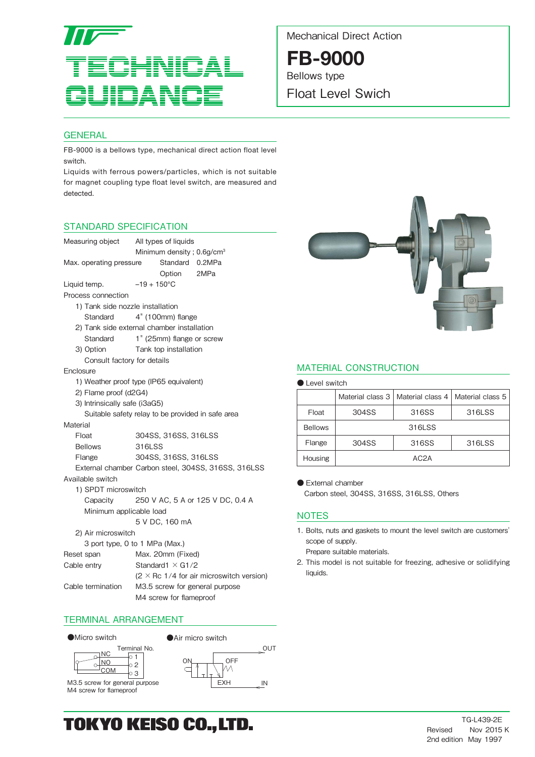# TECHNICAL GUIDANCE

Mechanical Direct Action

# FB-9000

Bellows type

Float Level Swich

## GENERAL

FB-9000 is a bellows type, mechanical direct action float level switch.

Liquids with ferrous powers/particles, which is not suitable for magnet coupling type float level switch, are measured and detected.

## STANDARD SPECIFICATION

Measuring object — All types of liquids
Minimum density ; 0.6g/cm³

Max. operating pressure — Standard 0.2MPa
Option 2MPa

Liquid temp. — −19 + 150°C

Process connection
1) Tank side nozzle installation
   Standard 4" (100mm) flange
2) Tank side external chamber installation
   Standard 1" (25mm) flange or screw
3) Option — Tank top installation
   Consult factory for details

Enclosure
1) Weather proof type (IP65 equivalent)
2) Flame proof (d2G4)
3) Intrinsically safe (i3aG5)
   Suitable safety relay to be provided in safe area

Material
Float — 304SS, 316SS, 316LSS
Bellows — 316LSS
Flange — 304SS, 316SS, 316LSS
External chamber — Carbon steel, 304SS, 316SS, 316LSS

Available switch
1) SPDT microswitch
   Capacity — 250 V AC, 5 A or 125 V DC, 0.4 A
   Minimum applicable load — 5 V DC, 160 mA
2) Air microswitch
   3 port type, 0 to 1 MPa (Max.)

Reset span — Max. 20mm (Fixed)

Cable entry — Standard1 × G1/2
(2 × Rc 1/4 for air microswitch version)

Cable termination — M3.5 screw for general purpose
M4 screw for flameproof

## TERMINAL ARRANGEMENT

●Micro switch

Terminal No.: NC 1, NO 2, COM 3

M3.5 screw for general purpose
M4 screw for flameproof

●Air micro switch

ON, OFF, OUT, EXH, IN

## MATERIAL CONSTRUCTION

● Level switch

| | Material class 3 | Material class 4 | Material class 5 |
|---|---|---|---|
| Float | 304SS | 316SS | 316LSS |
| Bellows | 316LSS | | |
| Flange | 304SS | 316SS | 316LSS |
| Housing | AC2A | | |

● External chamber
Carbon steel, 304SS, 316SS, 316LSS, Others

## NOTES

1. Bolts, nuts and gaskets to mount the level switch are customers' scope of supply.
   Prepare suitable materials.
2. This model is not suitable for freezing, adhesive or solidifying liquids.

**TOKYO KEISO CO., LTD.**

TG-L439-2E
Revised Nov 2015 K
2nd edition May 1997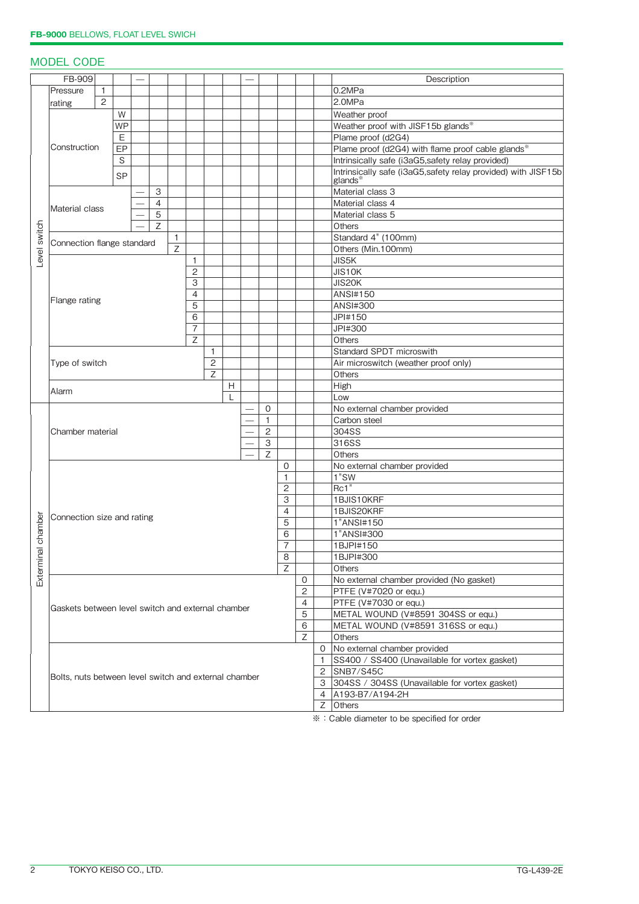## MODEL CODE

| FB-909 | | | | — | | | | | | | — | | | | | Description |
|---|---|---|---|---|---|---|---|---|---|---|---|---|---|---|---|---|
| Level switch | Pressure rating | 1 | | | | | | | | | | | | | | 0.2MPa |
| | | 2 | | | | | | | | | | | | | | 2.0MPa |
| | Construction | | W | | | | | | | | | | | | | Weather proof |
| | | | WP | | | | | | | | | | | | | Weather proof with JISF15b glands※ |
| | | | E | | | | | | | | | | | | | Plame proof (d2G4) |
| | | | EP | | | | | | | | | | | | | Plame proof (d2G4) with flame proof cable glands※ |
| | | | S | | | | | | | | | | | | | Intrinsically safe (i3aG5,safety relay provided) |
| | | | SP | | | | | | | | | | | | | Intrinsically safe (i3aG5,safety relay provided) with JISF15b glands※ |
| | Material class | | | — | 3 | | | | | | | | | | | Material class 3 |
| | | | | — | 4 | | | | | | | | | | | Material class 4 |
| | | | | — | 5 | | | | | | | | | | | Material class 5 |
| | | | | — | Z | | | | | | | | | | | Others |
| | Connection flange standard | | | | | 1 | | | | | | | | | | Standard 4" (100mm) |
| | | | | | | Z | | | | | | | | | | Others (Min.100mm) |
| | Flange rating | | | | | | 1 | | | | | | | | | JIS5K |
| | | | | | | | 2 | | | | | | | | | JIS10K |
| | | | | | | | 3 | | | | | | | | | JIS20K |
| | | | | | | | 4 | | | | | | | | | ANSI#150 |
| | | | | | | | 5 | | | | | | | | | ANSI#300 |
| | | | | | | | 6 | | | | | | | | | JPI#150 |
| | | | | | | | 7 | | | | | | | | | JPI#300 |
| | | | | | | | Z | | | | | | | | | Others |
| | Type of switch | | | | | | | 1 | | | | | | | | Standard SPDT microswith |
| | | | | | | | | 2 | | | | | | | | Air microswitch (weather proof only) |
| | | | | | | | | Z | | | | | | | | Others |
| | Alarm | | | | | | | | H | | | | | | | High |
| | | | | | | | | | L | | | | | | | Low |
| Exterminal chamber | Chamber material | | | | | | | | | — | 0 | | | | | No external chamber provided |
| | | | | | | | | | | — | 1 | | | | | Carbon steel |
| | | | | | | | | | | — | 2 | | | | | 304SS |
| | | | | | | | | | | — | 3 | | | | | 316SS |
| | | | | | | | | | | — | Z | | | | | Others |
| | Connection size and rating | | | | | | | | | | | 0 | | | | No external chamber provided |
| | | | | | | | | | | | | 1 | | | | 1"SW |
| | | | | | | | | | | | | 2 | | | | Rc1" |
| | | | | | | | | | | | | 3 | | | | 1BJIS10KRF |
| | | | | | | | | | | | | 4 | | | | 1BJIS20KRF |
| | | | | | | | | | | | | 5 | | | | 1"ANSI#150 |
| | | | | | | | | | | | | 6 | | | | 1"ANSI#300 |
| | | | | | | | | | | | | 7 | | | | 1BJPI#150 |
| | | | | | | | | | | | | 8 | | | | 1BJPI#300 |
| | | | | | | | | | | | | Z | | | | Others |
| | Gaskets between level switch and external chamber | | | | | | | | | | | | 0 | | | No external chamber provided (No gasket) |
| | | | | | | | | | | | | | 2 | | | PTFE (V#7020 or equ.) |
| | | | | | | | | | | | | | 4 | | | PTFE (V#7030 or equ.) |
| | | | | | | | | | | | | | 5 | | | METAL WOUND (V#8591 304SS or equ.) |
| | | | | | | | | | | | | | 6 | | | METAL WOUND (V#8591 316SS or equ.) |
| | | | | | | | | | | | | | Z | | | Others |
| | Bolts, nuts between level switch and external chamber | | | | | | | | | | | | | 0 | | No external chamber provided |
| | | | | | | | | | | | | | | 1 | | SS400 / SS400 (Unavailable for vortex gasket) |
| | | | | | | | | | | | | | | 2 | | SNB7/S45C |
| | | | | | | | | | | | | | | 3 | | 304SS / 304SS (Unavailable for vortex gasket) |
| | | | | | | | | | | | | | | 4 | | A193-B7/A194-2H |
| | | | | | | | | | | | | | | Z | | Others |

※：Cable diameter to be specified for order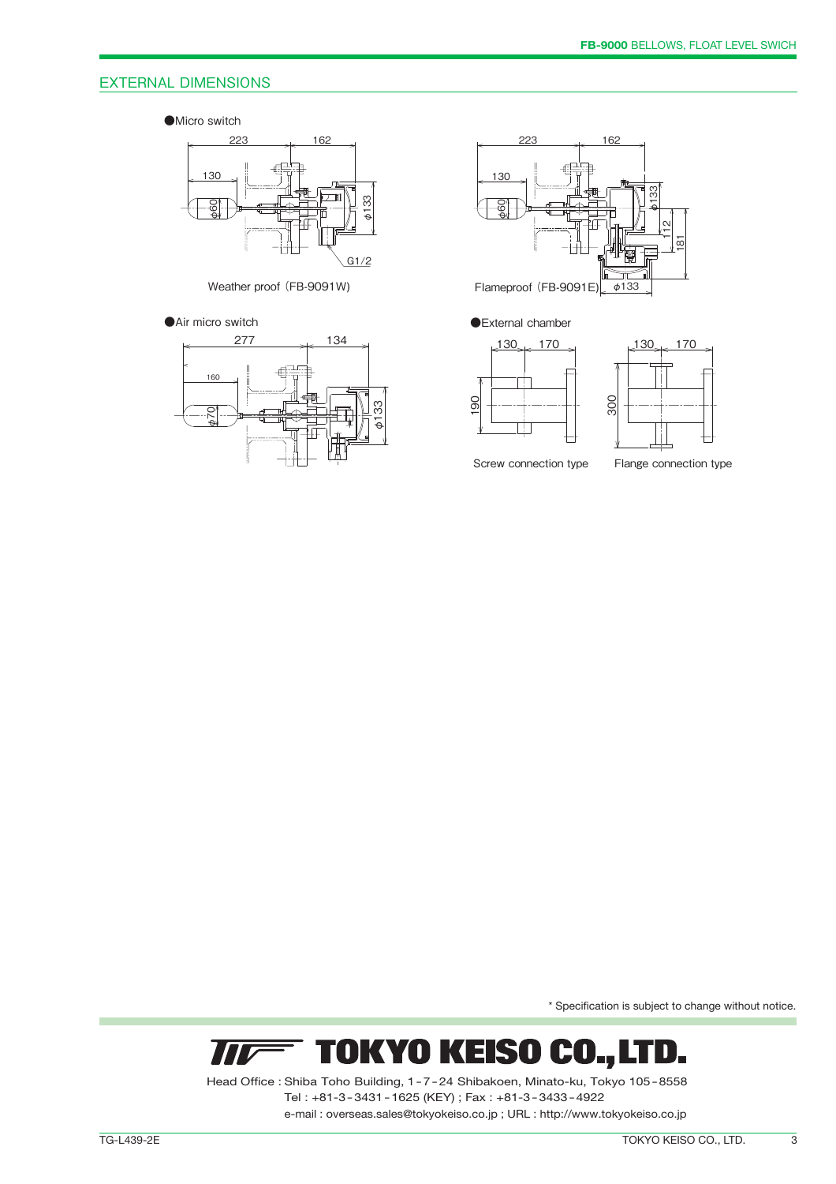## EXTERNAL DIMENSIONS

●Micro switch

223
162
130
φ60
φ133
G1/2

Weather proof (FB-9091W)

223
162
130
φ60
φ133
112
181
φ133

Flameproof (FB-9091E)

●Air micro switch

277
134
160
φ70
φ133

●External chamber

130
170
190

Screw connection type

130
170
300

Flange connection type

* Specification is subject to change without notice.

**TOKYO KEISO CO., LTD.**

Head Office : Shiba Toho Building, 1-7-24 Shibakoen, Minato-ku, Tokyo 105-8558
Tel : +81-3-3431-1625 (KEY) ; Fax : +81-3-3433-4922
e-mail : overseas.sales@tokyokeiso.co.jp ; URL : http://www.tokyokeiso.co.jp

TG-L439-2E